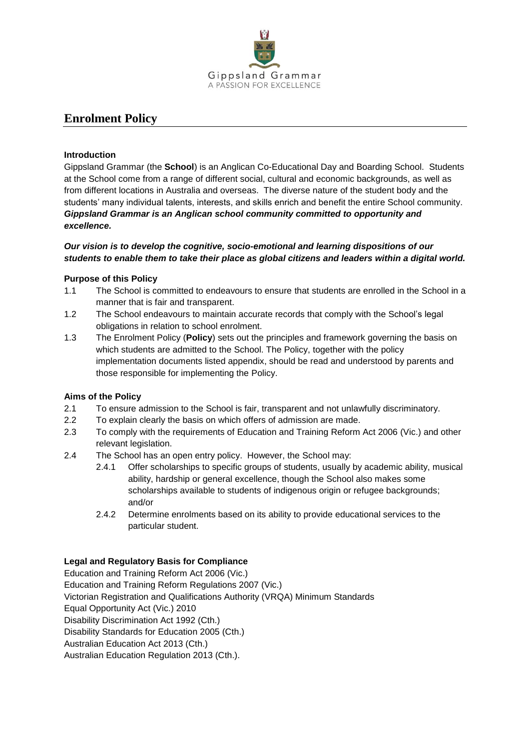Gippsland Grammar
A PASSION FOR EXCELLENCE

# Enrolment Policy

### Introduction

Gippsland Grammar (the **School**) is an Anglican Co-Educational Day and Boarding School. Students at the School come from a range of different social, cultural and economic backgrounds, as well as from different locations in Australia and overseas. The diverse nature of the student body and the students' many individual talents, interests, and skills enrich and benefit the entire School community. ***Gippsland Grammar is an Anglican school community committed to opportunity and excellence.***

***Our vision is to develop the cognitive, socio-emotional and learning dispositions of our students to enable them to take their place as global citizens and leaders within a digital world.***

### Purpose of this Policy

1.1 The School is committed to endeavours to ensure that students are enrolled in the School in a manner that is fair and transparent.

1.2 The School endeavours to maintain accurate records that comply with the School's legal obligations in relation to school enrolment.

1.3 The Enrolment Policy (**Policy**) sets out the principles and framework governing the basis on which students are admitted to the School. The Policy, together with the policy implementation documents listed appendix, should be read and understood by parents and those responsible for implementing the Policy.

### Aims of the Policy

2.1 To ensure admission to the School is fair, transparent and not unlawfully discriminatory.

2.2 To explain clearly the basis on which offers of admission are made.

2.3 To comply with the requirements of Education and Training Reform Act 2006 (Vic.) and other relevant legislation.

2.4 The School has an open entry policy. However, the School may:

2.4.1 Offer scholarships to specific groups of students, usually by academic ability, musical ability, hardship or general excellence, though the School also makes some scholarships available to students of indigenous origin or refugee backgrounds; and/or

2.4.2 Determine enrolments based on its ability to provide educational services to the particular student.

### Legal and Regulatory Basis for Compliance

Education and Training Reform Act 2006 (Vic.)
Education and Training Reform Regulations 2007 (Vic.)
Victorian Registration and Qualifications Authority (VRQA) Minimum Standards
Equal Opportunity Act (Vic.) 2010
Disability Discrimination Act 1992 (Cth.)
Disability Standards for Education 2005 (Cth.)
Australian Education Act 2013 (Cth.)
Australian Education Regulation 2013 (Cth.).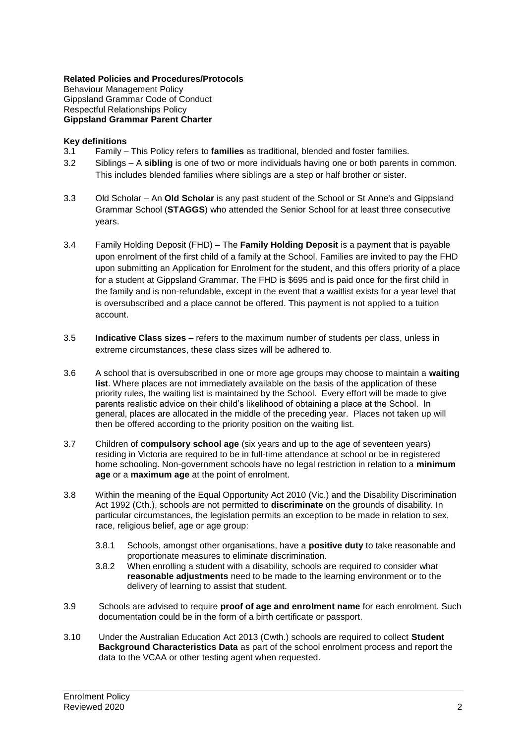**Related Policies and Procedures/Protocols**

Behaviour Management Policy
Gippsland Grammar Code of Conduct
Respectful Relationships Policy
**Gippsland Grammar Parent Charter**

**Key definitions**

3.1 Family – This Policy refers to **families** as traditional, blended and foster families.

3.2 Siblings – A **sibling** is one of two or more individuals having one or both parents in common. This includes blended families where siblings are a step or half brother or sister.

3.3 Old Scholar – An **Old Scholar** is any past student of the School or St Anne's and Gippsland Grammar School (**STAGGS**) who attended the Senior School for at least three consecutive years.

3.4 Family Holding Deposit (FHD) – The **Family Holding Deposit** is a payment that is payable upon enrolment of the first child of a family at the School. Families are invited to pay the FHD upon submitting an Application for Enrolment for the student, and this offers priority of a place for a student at Gippsland Grammar. The FHD is $695 and is paid once for the first child in the family and is non-refundable, except in the event that a waitlist exists for a year level that is oversubscribed and a place cannot be offered. This payment is not applied to a tuition account.

3.5 **Indicative Class sizes** – refers to the maximum number of students per class, unless in extreme circumstances, these class sizes will be adhered to.

3.6 A school that is oversubscribed in one or more age groups may choose to maintain a **waiting list**. Where places are not immediately available on the basis of the application of these priority rules, the waiting list is maintained by the School. Every effort will be made to give parents realistic advice on their child's likelihood of obtaining a place at the School. In general, places are allocated in the middle of the preceding year. Places not taken up will then be offered according to the priority position on the waiting list.

3.7 Children of **compulsory school age** (six years and up to the age of seventeen years) residing in Victoria are required to be in full-time attendance at school or be in registered home schooling. Non-government schools have no legal restriction in relation to a **minimum age** or a **maximum age** at the point of enrolment.

3.8 Within the meaning of the Equal Opportunity Act 2010 (Vic.) and the Disability Discrimination Act 1992 (Cth.), schools are not permitted to **discriminate** on the grounds of disability. In particular circumstances, the legislation permits an exception to be made in relation to sex, race, religious belief, age or age group:

3.8.1 Schools, amongst other organisations, have a **positive duty** to take reasonable and proportionate measures to eliminate discrimination.

3.8.2 When enrolling a student with a disability, schools are required to consider what **reasonable adjustments** need to be made to the learning environment or to the delivery of learning to assist that student.

3.9 Schools are advised to require **proof of age and enrolment name** for each enrolment. Such documentation could be in the form of a birth certificate or passport.

3.10 Under the Australian Education Act 2013 (Cwth.) schools are required to collect **Student Background Characteristics Data** as part of the school enrolment process and report the data to the VCAA or other testing agent when requested.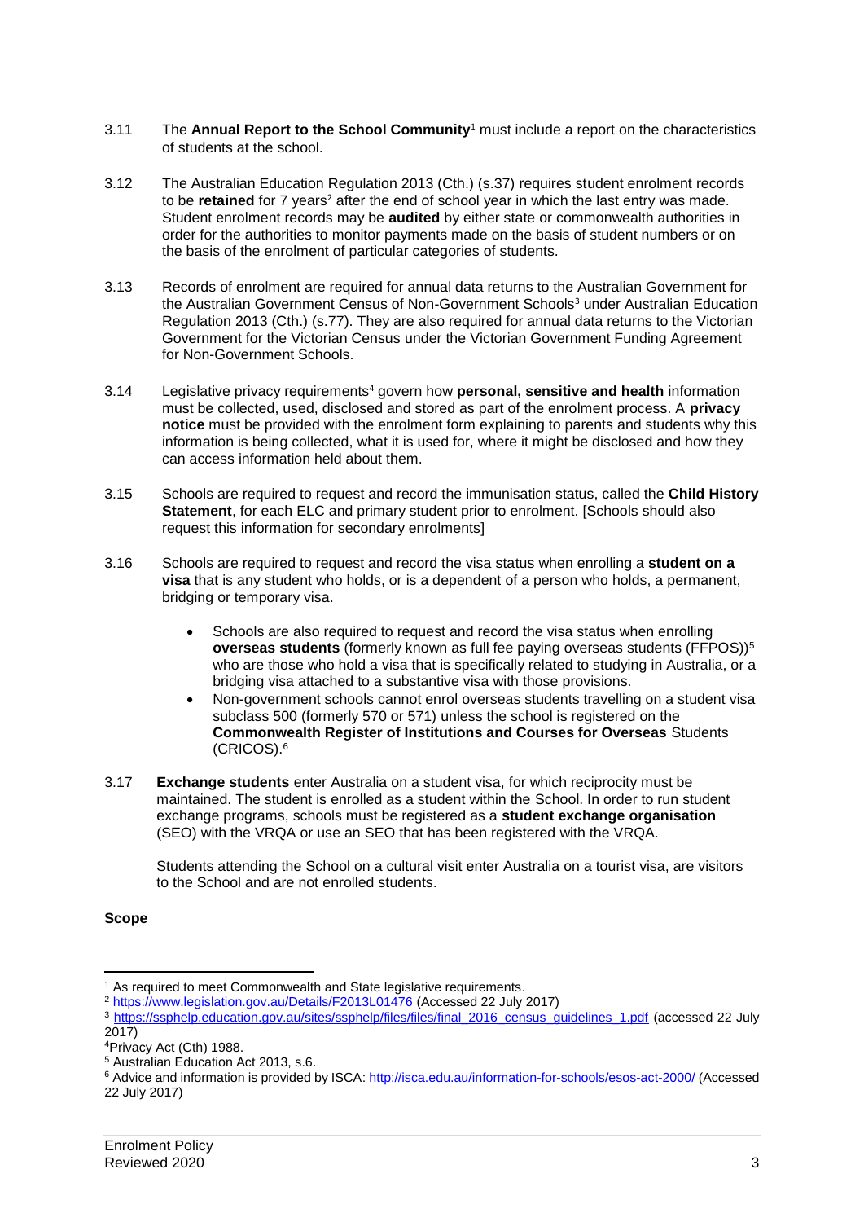3.11 The **Annual Report to the School Community**[1] must include a report on the characteristics of students at the school.

3.12 The Australian Education Regulation 2013 (Cth.) (s.37) requires student enrolment records to be **retained** for 7 years[2] after the end of school year in which the last entry was made. Student enrolment records may be **audited** by either state or commonwealth authorities in order for the authorities to monitor payments made on the basis of student numbers or on the basis of the enrolment of particular categories of students.

3.13 Records of enrolment are required for annual data returns to the Australian Government for the Australian Government Census of Non-Government Schools[3] under Australian Education Regulation 2013 (Cth.) (s.77). They are also required for annual data returns to the Victorian Government for the Victorian Census under the Victorian Government Funding Agreement for Non-Government Schools.

3.14 Legislative privacy requirements[4] govern how **personal, sensitive and health** information must be collected, used, disclosed and stored as part of the enrolment process. A **privacy notice** must be provided with the enrolment form explaining to parents and students why this information is being collected, what it is used for, where it might be disclosed and how they can access information held about them.

3.15 Schools are required to request and record the immunisation status, called the **Child History Statement**, for each ELC and primary student prior to enrolment. [Schools should also request this information for secondary enrolments]

3.16 Schools are required to request and record the visa status when enrolling a **student on a visa** that is any student who holds, or is a dependent of a person who holds, a permanent, bridging or temporary visa.

- Schools are also required to request and record the visa status when enrolling **overseas students** (formerly known as full fee paying overseas students (FFPOS))[5] who are those who hold a visa that is specifically related to studying in Australia, or a bridging visa attached to a substantive visa with those provisions.
- Non-government schools cannot enrol overseas students travelling on a student visa subclass 500 (formerly 570 or 571) unless the school is registered on the **Commonwealth Register of Institutions and Courses for Overseas** Students (CRICOS).[6]

3.17 **Exchange students** enter Australia on a student visa, for which reciprocity must be maintained. The student is enrolled as a student within the School. In order to run student exchange programs, schools must be registered as a **student exchange organisation** (SEO) with the VRQA or use an SEO that has been registered with the VRQA.

Students attending the School on a cultural visit enter Australia on a tourist visa, are visitors to the School and are not enrolled students.

**Scope**

---

[1] As required to meet Commonwealth and State legislative requirements.

[2] https://www.legislation.gov.au/Details/F2013L01476 (Accessed 22 July 2017)

[3] https://ssphelp.education.gov.au/sites/ssphelp/files/files/final_2016_census_guidelines_1.pdf (accessed 22 July 2017)

[4] Privacy Act (Cth) 1988.

[5] Australian Education Act 2013, s.6.

[6] Advice and information is provided by ISCA: http://isca.edu.au/information-for-schools/esos-act-2000/ (Accessed 22 July 2017)

Enrolment Policy
Reviewed 2020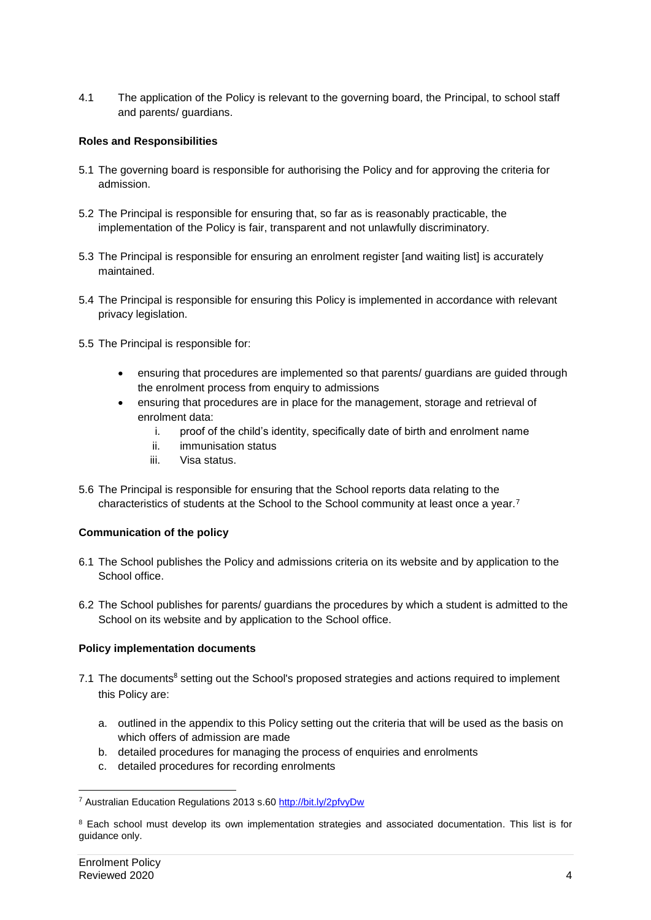4.1 The application of the Policy is relevant to the governing board, the Principal, to school staff and parents/ guardians.

**Roles and Responsibilities**

5.1 The governing board is responsible for authorising the Policy and for approving the criteria for admission.

5.2 The Principal is responsible for ensuring that, so far as is reasonably practicable, the implementation of the Policy is fair, transparent and not unlawfully discriminatory.

5.3 The Principal is responsible for ensuring an enrolment register [and waiting list] is accurately maintained.

5.4 The Principal is responsible for ensuring this Policy is implemented in accordance with relevant privacy legislation.

5.5 The Principal is responsible for:

- ensuring that procedures are implemented so that parents/ guardians are guided through the enrolment process from enquiry to admissions
- ensuring that procedures are in place for the management, storage and retrieval of enrolment data:
    1. proof of the child's identity, specifically date of birth and enrolment name
    2. immunisation status
    3. Visa status.

5.6 The Principal is responsible for ensuring that the School reports data relating to the characteristics of students at the School to the School community at least once a year.[7]

**Communication of the policy**

6.1 The School publishes the Policy and admissions criteria on its website and by application to the School office.

6.2 The School publishes for parents/ guardians the procedures by which a student is admitted to the School on its website and by application to the School office.

**Policy implementation documents**

7.1 The documents[8] setting out the School's proposed strategies and actions required to implement this Policy are:

a. outlined in the appendix to this Policy setting out the criteria that will be used as the basis on which offers of admission are made
b. detailed procedures for managing the process of enquiries and enrolments
c. detailed procedures for recording enrolments

---

[7] Australian Education Regulations 2013 s.60 http://bit.ly/2pfvyDw

[8] Each school must develop its own implementation strategies and associated documentation. This list is for guidance only.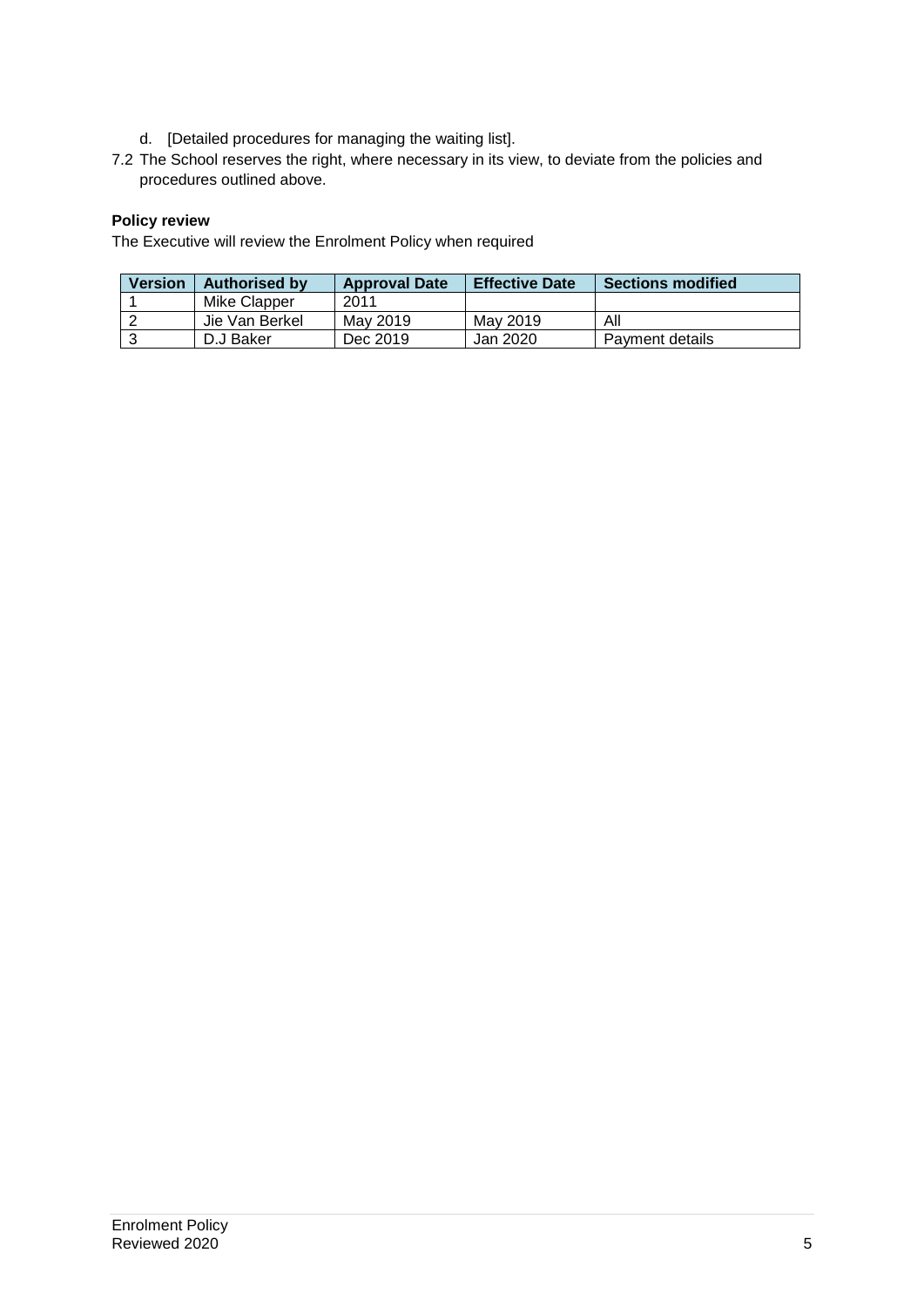d. [Detailed procedures for managing the waiting list].

7.2 The School reserves the right, where necessary in its view, to deviate from the policies and procedures outlined above.

**Policy review**

The Executive will review the Enrolment Policy when required

| Version | Authorised by | Approval Date | Effective Date | Sections modified |
|---|---|---|---|---|
| 1 | Mike Clapper | 2011 | | |
| 2 | Jie Van Berkel | May 2019 | May 2019 | All |
| 3 | D.J Baker | Dec 2019 | Jan 2020 | Payment details |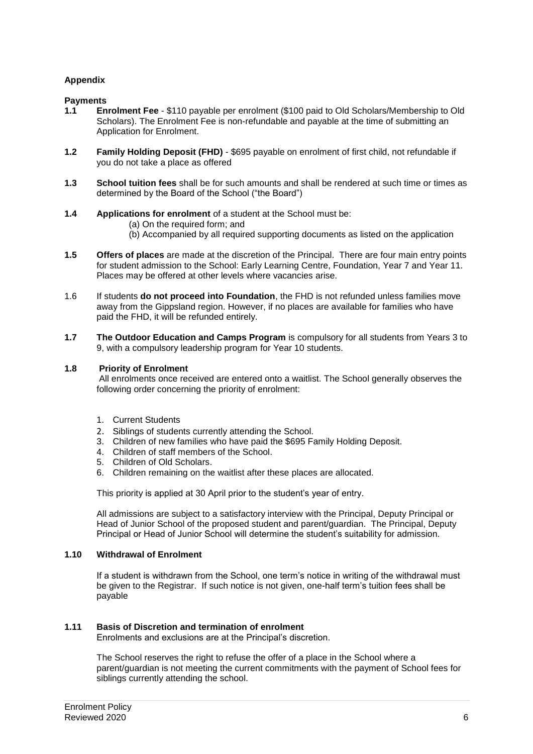**Appendix**

**Payments**

**1.1 Enrolment Fee** - $110 payable per enrolment ($100 paid to Old Scholars/Membership to Old Scholars). The Enrolment Fee is non-refundable and payable at the time of submitting an Application for Enrolment.

**1.2 Family Holding Deposit (FHD)** - $695 payable on enrolment of first child, not refundable if you do not take a place as offered

**1.3 School tuition fees** shall be for such amounts and shall be rendered at such time or times as determined by the Board of the School ("the Board")

**1.4 Applications for enrolment** of a student at the School must be:

(a) On the required form; and
(b) Accompanied by all required supporting documents as listed on the application

**1.5 Offers of places** are made at the discretion of the Principal. There are four main entry points for student admission to the School: Early Learning Centre, Foundation, Year 7 and Year 11. Places may be offered at other levels where vacancies arise.

1.6 If students **do not proceed into Foundation**, the FHD is not refunded unless families move away from the Gippsland region. However, if no places are available for families who have paid the FHD, it will be refunded entirely.

**1.7 The Outdoor Education and Camps Program** is compulsory for all students from Years 3 to 9, with a compulsory leadership program for Year 10 students.

**1.8 Priority of Enrolment**

All enrolments once received are entered onto a waitlist. The School generally observes the following order concerning the priority of enrolment:

1. Current Students
2. Siblings of students currently attending the School.
3. Children of new families who have paid the $695 Family Holding Deposit.
4. Children of staff members of the School.
5. Children of Old Scholars.
6. Children remaining on the waitlist after these places are allocated.

This priority is applied at 30 April prior to the student's year of entry.

All admissions are subject to a satisfactory interview with the Principal, Deputy Principal or Head of Junior School of the proposed student and parent/guardian. The Principal, Deputy Principal or Head of Junior School will determine the student's suitability for admission.

**1.10 Withdrawal of Enrolment**

If a student is withdrawn from the School, one term's notice in writing of the withdrawal must be given to the Registrar. If such notice is not given, one-half term's tuition fees shall be payable

**1.11 Basis of Discretion and termination of enrolment**

Enrolments and exclusions are at the Principal's discretion.

The School reserves the right to refuse the offer of a place in the School where a parent/guardian is not meeting the current commitments with the payment of School fees for siblings currently attending the school.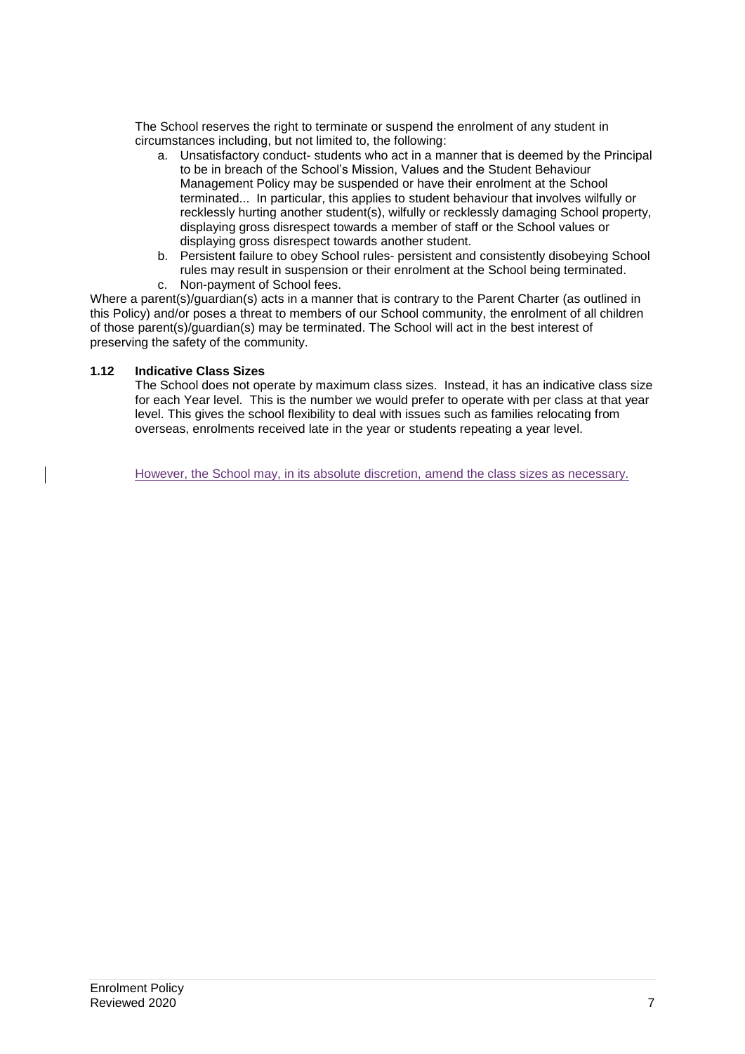The School reserves the right to terminate or suspend the enrolment of any student in circumstances including, but not limited to, the following:

a. Unsatisfactory conduct- students who act in a manner that is deemed by the Principal to be in breach of the School's Mission, Values and the Student Behaviour Management Policy may be suspended or have their enrolment at the School terminated... In particular, this applies to student behaviour that involves wilfully or recklessly hurting another student(s), wilfully or recklessly damaging School property, displaying gross disrespect towards a member of staff or the School values or displaying gross disrespect towards another student.
b. Persistent failure to obey School rules- persistent and consistently disobeying School rules may result in suspension or their enrolment at the School being terminated.
c. Non-payment of School fees.

Where a parent(s)/guardian(s) acts in a manner that is contrary to the Parent Charter (as outlined in this Policy) and/or poses a threat to members of our School community, the enrolment of all children of those parent(s)/guardian(s) may be terminated. The School will act in the best interest of preserving the safety of the community.

### 1.12 Indicative Class Sizes

The School does not operate by maximum class sizes. Instead, it has an indicative class size for each Year level. This is the number we would prefer to operate with per class at that year level. This gives the school flexibility to deal with issues such as families relocating from overseas, enrolments received late in the year or students repeating a year level.

However, the School may, in its absolute discretion, amend the class sizes as necessary.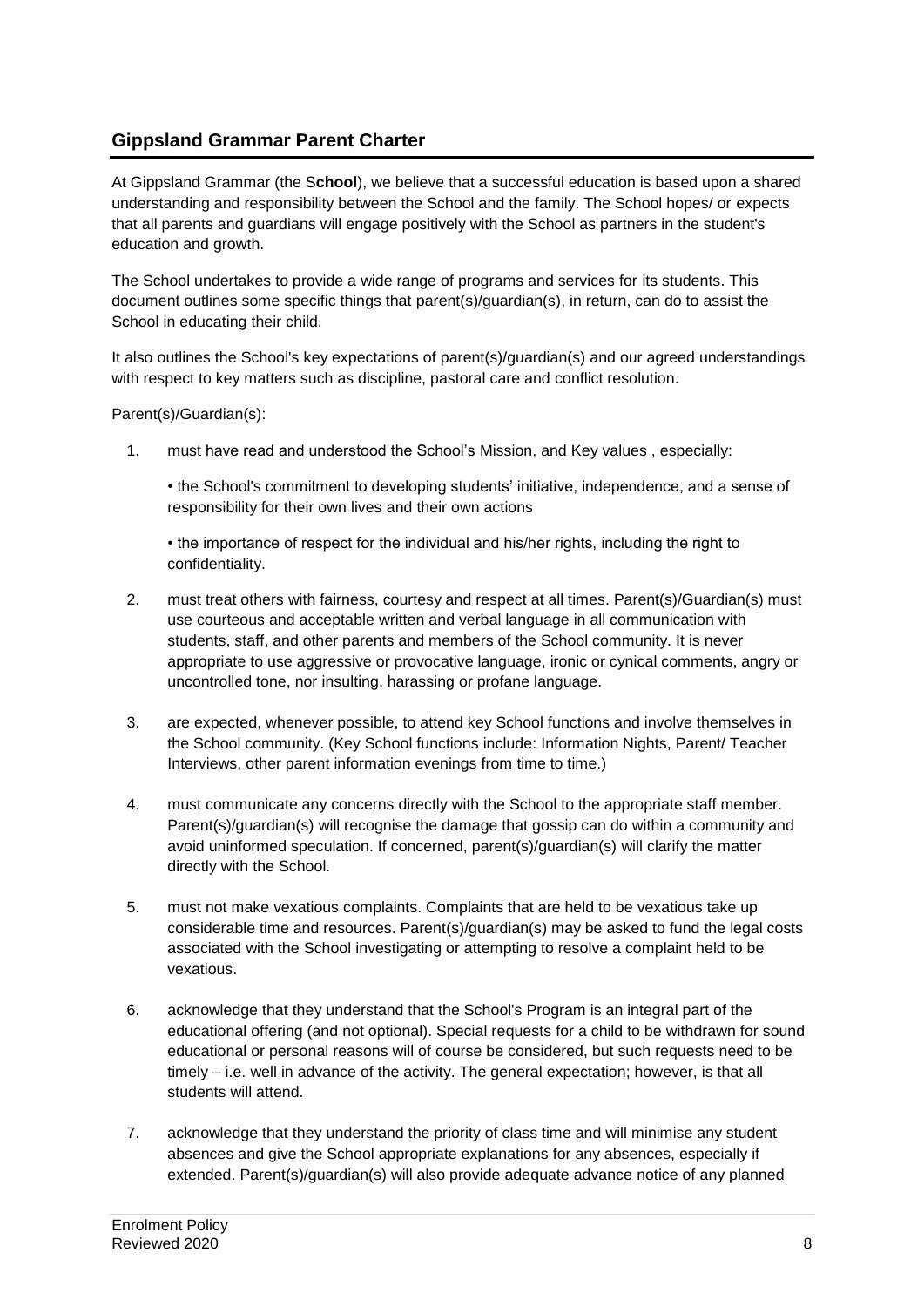## Gippsland Grammar Parent Charter

At Gippsland Grammar (the S**chool**), we believe that a successful education is based upon a shared understanding and responsibility between the School and the family. The School hopes/ or expects that all parents and guardians will engage positively with the School as partners in the student's education and growth.

The School undertakes to provide a wide range of programs and services for its students. This document outlines some specific things that parent(s)/guardian(s), in return, can do to assist the School in educating their child.

It also outlines the School's key expectations of parent(s)/guardian(s) and our agreed understandings with respect to key matters such as discipline, pastoral care and conflict resolution.

Parent(s)/Guardian(s):

1. must have read and understood the School's Mission, and Key values , especially:

   • the School's commitment to developing students' initiative, independence, and a sense of responsibility for their own lives and their own actions

   • the importance of respect for the individual and his/her rights, including the right to confidentiality.

2. must treat others with fairness, courtesy and respect at all times. Parent(s)/Guardian(s) must use courteous and acceptable written and verbal language in all communication with students, staff, and other parents and members of the School community. It is never appropriate to use aggressive or provocative language, ironic or cynical comments, angry or uncontrolled tone, nor insulting, harassing or profane language.

3. are expected, whenever possible, to attend key School functions and involve themselves in the School community. (Key School functions include: Information Nights, Parent/ Teacher Interviews, other parent information evenings from time to time.)

4. must communicate any concerns directly with the School to the appropriate staff member. Parent(s)/guardian(s) will recognise the damage that gossip can do within a community and avoid uninformed speculation. If concerned, parent(s)/guardian(s) will clarify the matter directly with the School.

5. must not make vexatious complaints. Complaints that are held to be vexatious take up considerable time and resources. Parent(s)/guardian(s) may be asked to fund the legal costs associated with the School investigating or attempting to resolve a complaint held to be vexatious.

6. acknowledge that they understand that the School's Program is an integral part of the educational offering (and not optional). Special requests for a child to be withdrawn for sound educational or personal reasons will of course be considered, but such requests need to be timely – i.e. well in advance of the activity. The general expectation; however, is that all students will attend.

7. acknowledge that they understand the priority of class time and will minimise any student absences and give the School appropriate explanations for any absences, especially if extended. Parent(s)/guardian(s) will also provide adequate advance notice of any planned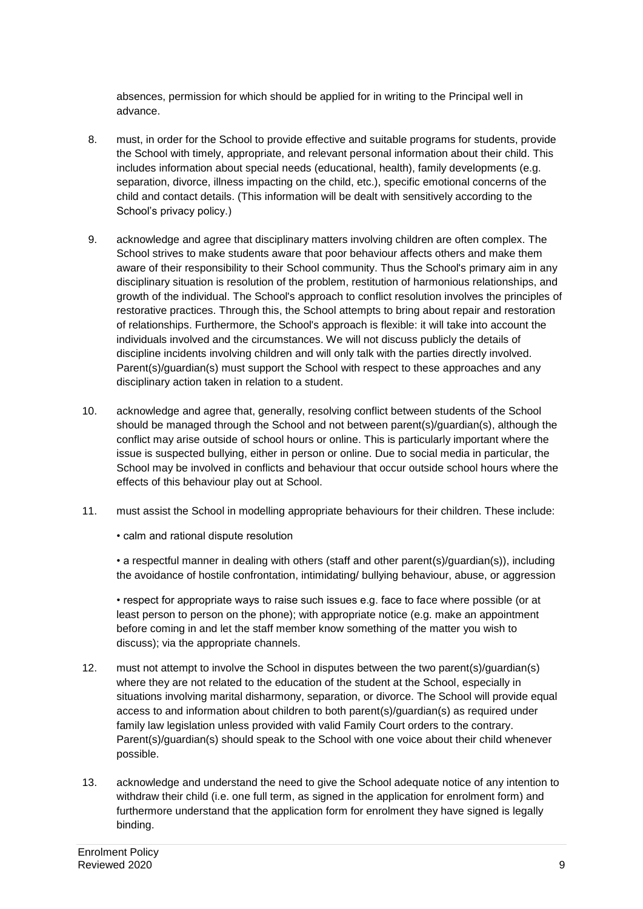absences, permission for which should be applied for in writing to the Principal well in advance.

8. must, in order for the School to provide effective and suitable programs for students, provide the School with timely, appropriate, and relevant personal information about their child. This includes information about special needs (educational, health), family developments (e.g. separation, divorce, illness impacting on the child, etc.), specific emotional concerns of the child and contact details. (This information will be dealt with sensitively according to the School's privacy policy.)

9. acknowledge and agree that disciplinary matters involving children are often complex. The School strives to make students aware that poor behaviour affects others and make them aware of their responsibility to their School community. Thus the School's primary aim in any disciplinary situation is resolution of the problem, restitution of harmonious relationships, and growth of the individual. The School's approach to conflict resolution involves the principles of restorative practices. Through this, the School attempts to bring about repair and restoration of relationships. Furthermore, the School's approach is flexible: it will take into account the individuals involved and the circumstances. We will not discuss publicly the details of discipline incidents involving children and will only talk with the parties directly involved. Parent(s)/guardian(s) must support the School with respect to these approaches and any disciplinary action taken in relation to a student.

10. acknowledge and agree that, generally, resolving conflict between students of the School should be managed through the School and not between parent(s)/guardian(s), although the conflict may arise outside of school hours or online. This is particularly important where the issue is suspected bullying, either in person or online. Due to social media in particular, the School may be involved in conflicts and behaviour that occur outside school hours where the effects of this behaviour play out at School.

11. must assist the School in modelling appropriate behaviours for their children. These include:

    • calm and rational dispute resolution

    • a respectful manner in dealing with others (staff and other parent(s)/guardian(s)), including the avoidance of hostile confrontation, intimidating/ bullying behaviour, abuse, or aggression

    • respect for appropriate ways to raise such issues e.g. face to face where possible (or at least person to person on the phone); with appropriate notice (e.g. make an appointment before coming in and let the staff member know something of the matter you wish to discuss); via the appropriate channels.

12. must not attempt to involve the School in disputes between the two parent(s)/guardian(s) where they are not related to the education of the student at the School, especially in situations involving marital disharmony, separation, or divorce. The School will provide equal access to and information about children to both parent(s)/guardian(s) as required under family law legislation unless provided with valid Family Court orders to the contrary. Parent(s)/guardian(s) should speak to the School with one voice about their child whenever possible.

13. acknowledge and understand the need to give the School adequate notice of any intention to withdraw their child (i.e. one full term, as signed in the application for enrolment form) and furthermore understand that the application form for enrolment they have signed is legally binding.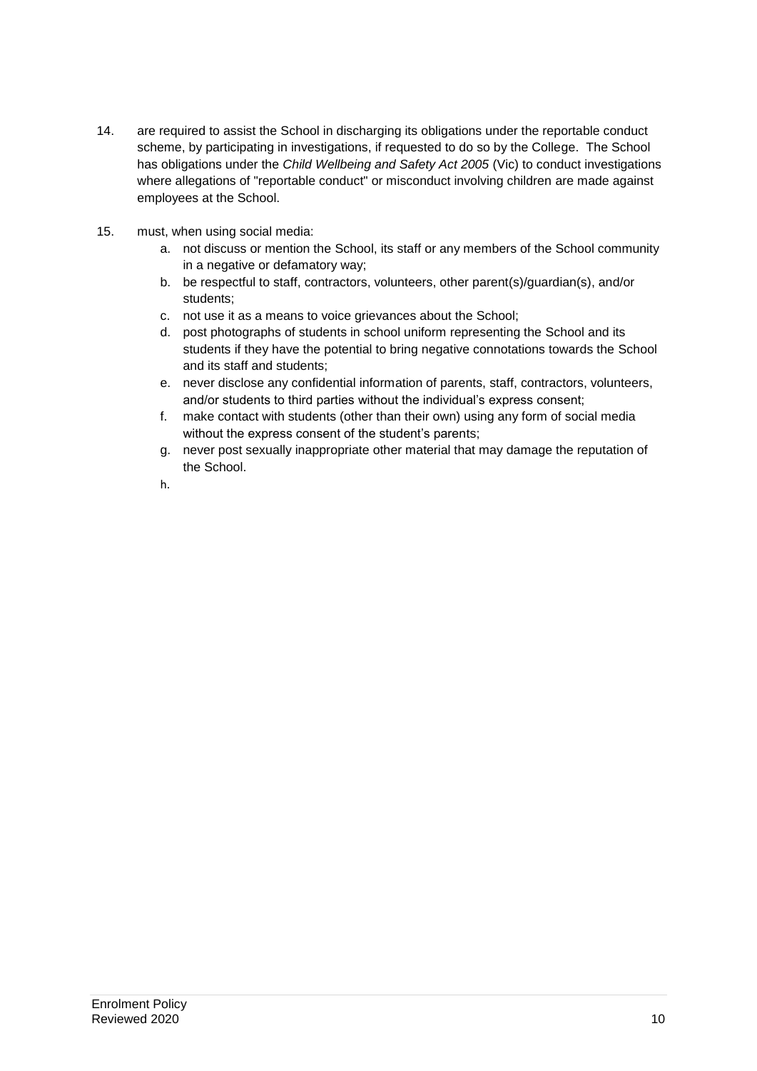14. are required to assist the School in discharging its obligations under the reportable conduct scheme, by participating in investigations, if requested to do so by the College. The School has obligations under the *Child Wellbeing and Safety Act 2005* (Vic) to conduct investigations where allegations of "reportable conduct" or misconduct involving children are made against employees at the School.

15. must, when using social media:
    a. not discuss or mention the School, its staff or any members of the School community in a negative or defamatory way;
    b. be respectful to staff, contractors, volunteers, other parent(s)/guardian(s), and/or students;
    c. not use it as a means to voice grievances about the School;
    d. post photographs of students in school uniform representing the School and its students if they have the potential to bring negative connotations towards the School and its staff and students;
    e. never disclose any confidential information of parents, staff, contractors, volunteers, and/or students to third parties without the individual's express consent;
    f. make contact with students (other than their own) using any form of social media without the express consent of the student's parents;
    g. never post sexually inappropriate other material that may damage the reputation of the School.
    h.